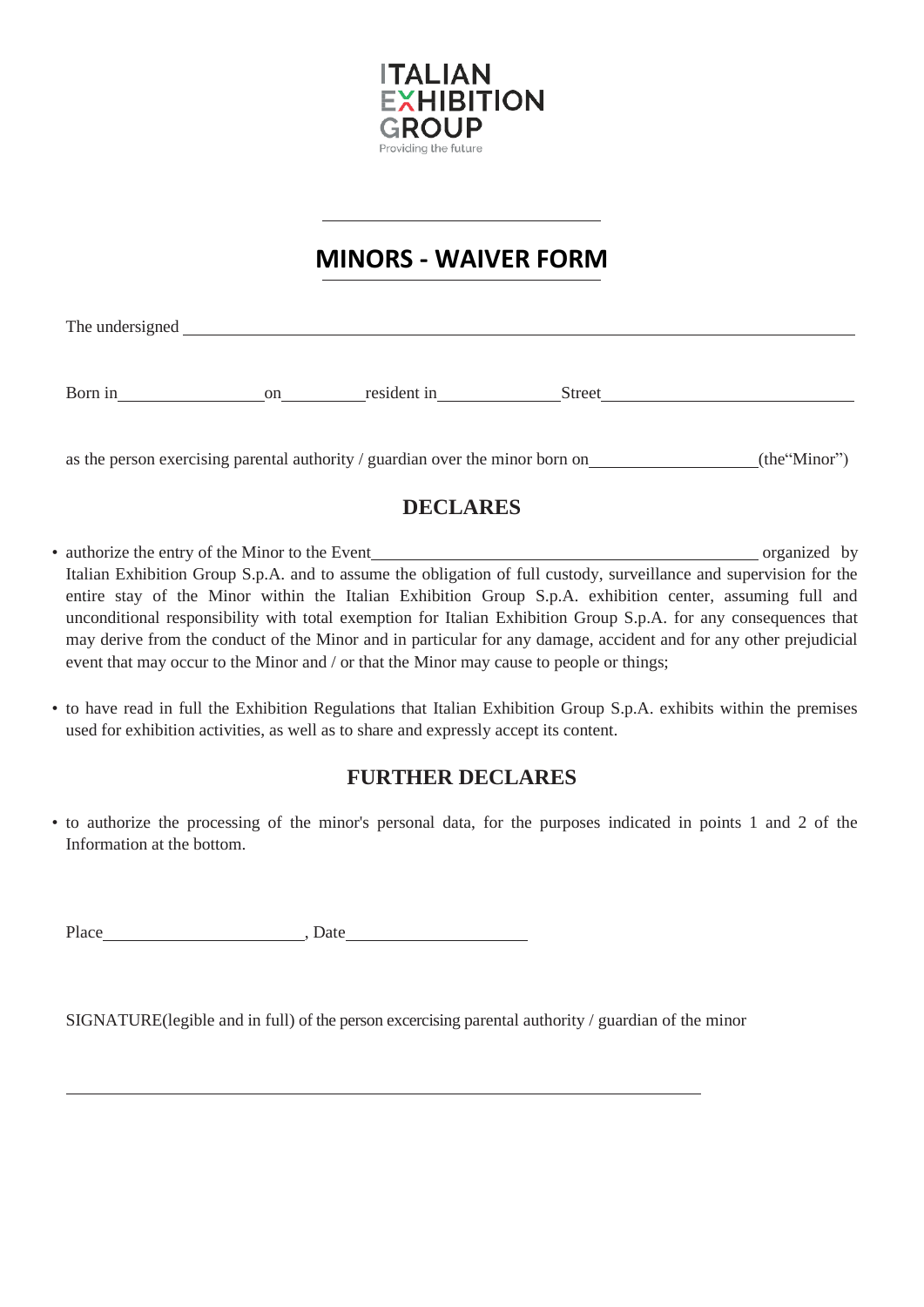ITALIAN EXHIBITION GROUP
Providing the future

# MINORS - WAIVER FORM

The undersigned ______________________________________________________________

Born in ________________ on __________ resident in ______________ Street ____________________________

as the person exercising parental authority / guardian over the minor born on ____________________ (the"Minor")

## DECLARES

- authorize the entry of the Minor to the Event ______________________________________________ organized by Italian Exhibition Group S.p.A. and to assume the obligation of full custody, surveillance and supervision for the entire stay of the Minor within the Italian Exhibition Group S.p.A. exhibition center, assuming full and unconditional responsibility with total exemption for Italian Exhibition Group S.p.A. for any consequences that may derive from the conduct of the Minor and in particular for any damage, accident and for any other prejudicial event that may occur to the Minor and / or that the Minor may cause to people or things;

- to have read in full the Exhibition Regulations that Italian Exhibition Group S.p.A. exhibits within the premises used for exhibition activities, as well as to share and expressly accept its content.

## FURTHER DECLARES

- to authorize the processing of the minor's personal data, for the purposes indicated in points 1 and 2 of the Information at the bottom.

Place ________________________, Date ______________________

SIGNATURE(legible and in full) of the person excercising parental authority / guardian of the minor

_____________________________________________________________________________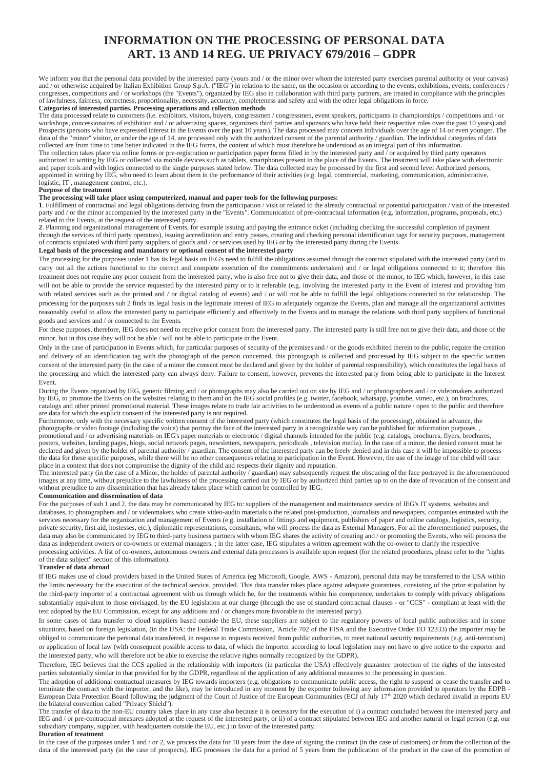# INFORMATION ON THE PROCESSING OF PERSONAL DATA
# ART. 13 AND 14 REG. UE PRIVACY 679/2016 – GDPR

We inform you that the personal data provided by the interested party (yours and / or the minor over whom the interested party exercises parental authority or your canvas) and / or otherwise acquired by Italian Exhibition Group S.p.A. ("IEG") in relation to the same, on the occasion or according to the events, exhibitions, events, conferences / congresses, competitions and / or workshops (the "Events"), organized by IEG also in collaboration with third party partners, are treated in compliance with the principles of lawfulness, fairness, correctness, proportionality, necessity, accuracy, completeness and safety and with the other legal obligations in force.

**Categories of interested parties. Processing operations and collection methods**

The data processed relate to customers (i.e. exhibitors, visitors, buyers, congressmen / congressmen, event speakers, participants in championships / competitions and / or workshops, concessionaires of exhibition and / or advertising spaces, organizers third parties and sponsors who have held their respective roles over the past 10 years) and Prospects (persons who have expressed interest in the Events over the past 10 years). The data processed may concern individuals over the age of 14 or even younger. The data of the "minor" visitor, or under the age of 14, are processed only with the authorized consent of the parental authority / guardian. The individual categories of data collected are from time to time better indicated in the IEG forms, the content of which must therefore be understood as an integral part of this information.

The collection takes place via online forms or pre-registration or participation paper forms filled in by the interested party and / or acquired by third party operators authorized in writing by IEG or collected via mobile devices such as tablets, smartphones present in the place of the Events. The treatment will take place with electronic and paper tools and with logics connected to the single purposes stated below. The data collected may be processed by the first and second level Authorized persons, appointed in writing by IEG, who need to learn about them in the performance of their activities (e.g. legal, commercial, marketing, communication, administrative, logistic, IT , management control, etc.).

**Purpose of the treatment**

**The processing will take place using computerized, manual and paper tools for the following purposes:**

**1**. Fulfillment of contractual and legal obligations deriving from the participation / visit or related to the already contractual or potential participation / visit of the interested party and / or the minor accompanied by the interested party in the "Events". Communication of pre-contractual information (e.g. information, programs, proposals, etc.) related to the Events, at the request of the interested party.

**2**. Planning and organizational management of Events, for example issuing and paying the entrance ticket (including checking the successful completion of payment through the services of third party operators), issuing accreditation and entry passes, creating and checking personal identification tags for security purposes, management of contracts stipulated with third party suppliers of goods and / or services used by IEG or by the interested party during the Events.

**Legal basis of the processing and mandatory or optional consent of the interested party**

The processing for the purposes under 1 has its legal basis on IEG's need to fulfill the obligations assumed through the contract stipulated with the interested party (and to carry out all the actions functional to the correct and complete execution of the commitments undertaken) and / or legal obligations connected to it; therefore this treatment does not require any prior consent from the interested party, who is also free not to give their data, and those of the minor, to IEG which, however, in this case will not be able to provide the service requested by the interested party or to it referable (e.g. involving the interested party in the Event of interest and providing him with related services such as the printed and / or digital catalog of events) and / or will not be able to fulfill the legal obligations connected to the relationship. The processing for the purposes sub 2 finds its legal basis in the legitimate interest of IEG to adequately organize the Events, plan and manage all the organizational activities reasonably useful to allow the interested party to participate efficiently and effectively in the Events and to manage the relations with third party suppliers of functional goods and services and / or connected to the Events.

For these purposes, therefore, IEG does not need to receive prior consent from the interested party. The interested party is still free not to give their data, and those of the minor, but in this case they will not be able / will not be able to participate in the Event.

Only in the case of participation in Events which, for particular purposes of security of the premises and / or the goods exhibited therein to the public, require the creation and delivery of an identification tag with the photograph of the person concerned, this photograph is collected and processed by IEG subject to the specific written consent of the interested party (in the case of a minor the consent must be declared and given by the holder of parental responsibility), which constitutes the legal basis of the processing and which the interested party can always deny. Failure to consent, however, prevents the interested party from being able to participate in the Interest Event.

During the Events organized by IEG, generic filming and / or photographs may also be carried out on site by IEG and / or photographers and / or videomakers authorized by IEG, to promote the Events on the websites relating to them and on the IEG social profiles (e.g. twitter, facebook, whatsapp, youtube, vimeo, etc.), on brochures, catalogs and other printed promotional material. These images relate to trade fair activities to be understood as events of a public nature / open to the public and therefore are data for which the explicit consent of the interested party is not required.

Furthermore, only with the necessary specific written consent of the interested party (which constitutes the legal basis of the processing), obtained in advance, the photographs or video footage (including the voice) that portray the face of the interested party in a recognizable way can be published for information purposes. , promotional and / or advertising materials on IEG's paper materials or electronic / digital channels intended for the public (e.g. catalogs, brochures, flyers, brochures, posters, websites, landing pages, blogs, social network pages, newsletters, newspapers, periodicals , television media). In the case of a minor, the denied consent must be declared and given by the holder of parental authority / guardian. The consent of the interested party can be freely denied and in this case it will be impossible to process the data for these specific purposes, while there will be no other consequences relating to participation in the Event. However, the use of the image of the child will take place in a context that does not compromise the dignity of the child and respects their dignity and reputation.

The interested party (in the case of a Minor, the holder of parental authority / guardian) may subsequently request the obscuring of the face portrayed in the aforementioned images at any time, without prejudice to the lawfulness of the processing carried out by IEG or by authorized third parties up to on the date of revocation of the consent and without prejudice to any dissemination that has already taken place which cannot be controlled by IEG.

**Communication and dissemination of data**

For the purposes of sub 1 and 2, the data may be communicated by IEG to: suppliers of the management and maintenance service of IEG's IT systems, websites and databases, to photographers and / or videomakers who create video-audio materials o the related post-production, journalists and newspapers, companies entrusted with the services necessary for the organization and management of Events (e.g. installation of fittings and equipment, publishers of paper and online catalogs, logistics, security, private security, first aid, hostesses, etc.), diplomatic representations, consultants, who will process the data as External Managers. For all the aforementioned purposes, the data may also be communicated by IEG to third-party business partners with whom IEG shares the activity of creating and / or promoting the Events, who will process the data as independent owners or co-owners or external managers. ; in the latter case, IEG stipulates a written agreement with the co-owner to clarify the respective processing activities. A list of co-owners, autonomous owners and external data processors is available upon request (for the related procedures, please refer to the "rights of the data subject" section of this information).

**Transfer of data abroad**

If IEG makes use of cloud providers based in the United States of America (eg Microsoft, Google, AWS - Amazon), personal data may be transferred to the USA within the limits necessary for the execution of the technical service. provided. This data transfer takes place against adequate guarantees, consisting of the prior stipulation by the third-party importer of a contractual agreement with us through which he, for the treatments within his competence, undertakes to comply with privacy obligations substantially equivalent to those envisaged. by the EU legislation at our charge (through the use of standard contractual clauses - or "CCS" - compliant at least with the text adopted by the EU Commission, except for any additions and / or changes more favorable to the interested party).

In some cases of data transfer to cloud suppliers based outside the EU, these suppliers are subject to the regulatory powers of local public authorities and in some situations, based on foreign legislation, (in the USA: the Federal Trade Commission, 'Article 702 of the FISA and the Executive Order EO 12333) the importer may be obliged to communicate the personal data transferred, in response to requests received from public authorities, to meet national security requirements (e.g. anti-terrorism) or application of local law (with consequent possible access to data, of which the importer according to local legislation may not have to give notice to the exporter and the interested party, who will therefore not be able to exercise the relative rights normally recognized by the GDPR).

Therefore, IEG believes that the CCS applied in the relationship with importers (in particular the USA) effectively guarantee protection of the rights of the interested parties substantially similar to that provided for by the GDPR, regardless of the application of any additional measures to the processing in question.

The adoption of additional contractual measures by IEG towards importers (e.g. obligations to communicate public access, the right to suspend or cease the transfer and to terminate the contract with the importer, and the like), may be introduced in any moment by the exporter following any information provided to operators by the EDPB - European Data Protection Board following the judgment of the Court of Justice of the European Communities (ECJ of July 17th 2020 which declared invalid in reports EU the bilateral convention called "Privacy Shield").

The transfer of data to the non-EU country takes place in any case also because it is necessary for the execution of i) a contract concluded between the interested party and IEG and / or pre-contractual measures adopted at the request of the interested party, or ii) of a contract stipulated between IEG and another natural or legal person (e.g. our subsidiary company, supplier, with headquarters outside the EU, etc.) in favor of the interested party.

**Duration of treatment**

In the case of the purposes under 1 and / or 2, we process the data for 10 years from the date of signing the contract (in the case of customers) or from the collection of the data of the interested party (in the case of prospects). IEG processes the data for a period of 5 years from the publication of the product in the case of the promotion of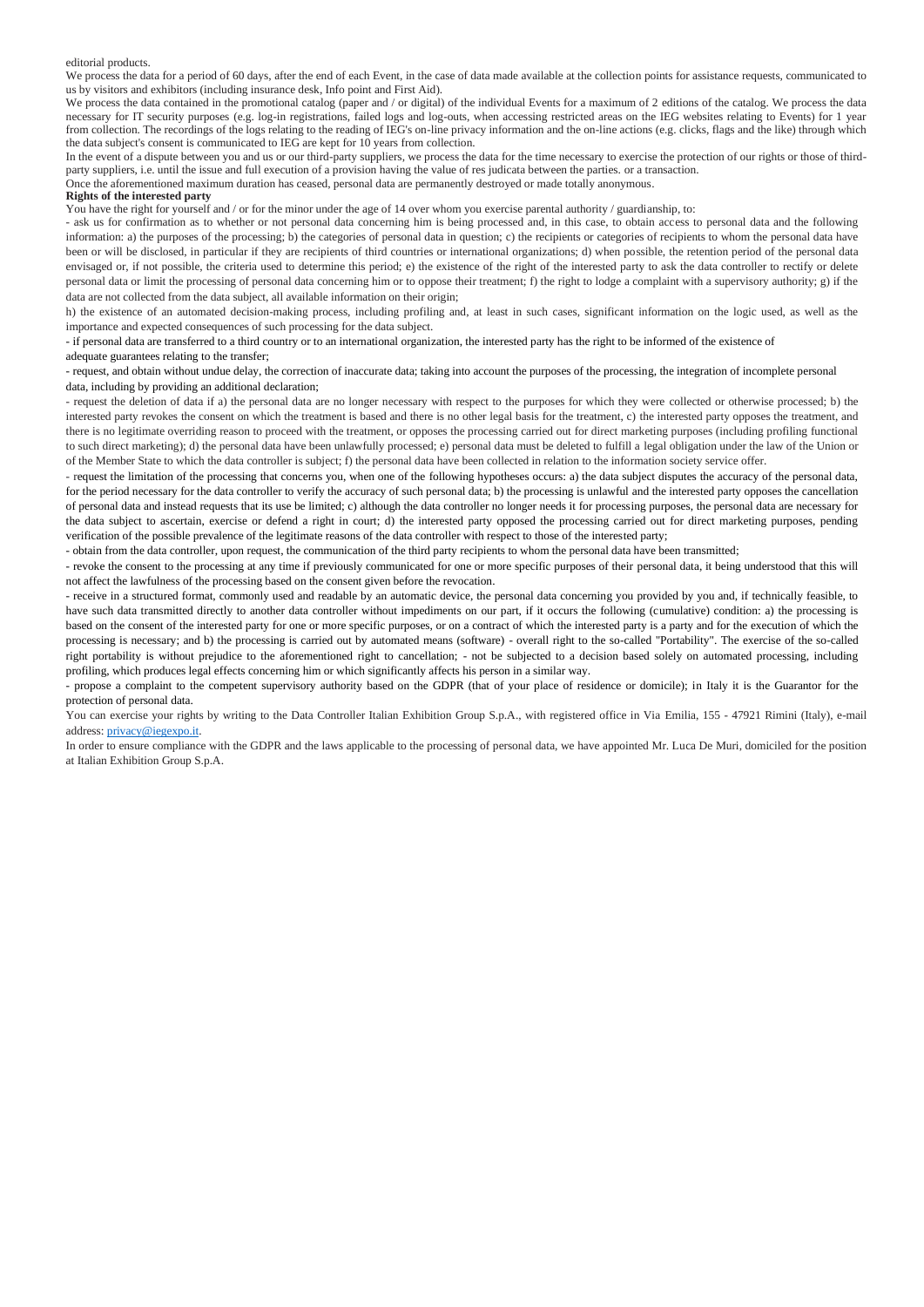editorial products.

We process the data for a period of 60 days, after the end of each Event, in the case of data made available at the collection points for assistance requests, communicated to us by visitors and exhibitors (including insurance desk, Info point and First Aid).

We process the data contained in the promotional catalog (paper and / or digital) of the individual Events for a maximum of 2 editions of the catalog. We process the data necessary for IT security purposes (e.g. log-in registrations, failed logs and log-outs, when accessing restricted areas on the IEG websites relating to Events) for 1 year from collection. The recordings of the logs relating to the reading of IEG's on-line privacy information and the on-line actions (e.g. clicks, flags and the like) through which the data subject's consent is communicated to IEG are kept for 10 years from collection.

In the event of a dispute between you and us or our third-party suppliers, we process the data for the time necessary to exercise the protection of our rights or those of third-party suppliers, i.e. until the issue and full execution of a provision having the value of res judicata between the parties. or a transaction.

Once the aforementioned maximum duration has ceased, personal data are permanently destroyed or made totally anonymous.

**Rights of the interested party**

You have the right for yourself and / or for the minor under the age of 14 over whom you exercise parental authority / guardianship, to:

- ask us for confirmation as to whether or not personal data concerning him is being processed and, in this case, to obtain access to personal data and the following information: a) the purposes of the processing; b) the categories of personal data in question; c) the recipients or categories of recipients to whom the personal data have been or will be disclosed, in particular if they are recipients of third countries or international organizations; d) when possible, the retention period of the personal data envisaged or, if not possible, the criteria used to determine this period; e) the existence of the right of the interested party to ask the data controller to rectify or delete personal data or limit the processing of personal data concerning him or to oppose their treatment; f) the right to lodge a complaint with a supervisory authority; g) if the data are not collected from the data subject, all available information on their origin;

h) the existence of an automated decision-making process, including profiling and, at least in such cases, significant information on the logic used, as well as the importance and expected consequences of such processing for the data subject.

- if personal data are transferred to a third country or to an international organization, the interested party has the right to be informed of the existence of adequate guarantees relating to the transfer;
- request, and obtain without undue delay, the correction of inaccurate data; taking into account the purposes of the processing, the integration of incomplete personal data, including by providing an additional declaration;
- request the deletion of data if a) the personal data are no longer necessary with respect to the purposes for which they were collected or otherwise processed; b) the interested party revokes the consent on which the treatment is based and there is no other legal basis for the treatment, c) the interested party opposes the treatment, and there is no legitimate overriding reason to proceed with the treatment, or opposes the processing carried out for direct marketing purposes (including profiling functional to such direct marketing); d) the personal data have been unlawfully processed; e) personal data must be deleted to fulfill a legal obligation under the law of the Union or of the Member State to which the data controller is subject; f) the personal data have been collected in relation to the information society service offer.
- request the limitation of the processing that concerns you, when one of the following hypotheses occurs: a) the data subject disputes the accuracy of the personal data, for the period necessary for the data controller to verify the accuracy of such personal data; b) the processing is unlawful and the interested party opposes the cancellation of personal data and instead requests that its use be limited; c) although the data controller no longer needs it for processing purposes, the personal data are necessary for the data subject to ascertain, exercise or defend a right in court; d) the interested party opposed the processing carried out for direct marketing purposes, pending verification of the possible prevalence of the legitimate reasons of the data controller with respect to those of the interested party;
- obtain from the data controller, upon request, the communication of the third party recipients to whom the personal data have been transmitted;
- revoke the consent to the processing at any time if previously communicated for one or more specific purposes of their personal data, it being understood that this will not affect the lawfulness of the processing based on the consent given before the revocation.
- receive in a structured format, commonly used and readable by an automatic device, the personal data concerning you provided by you and, if technically feasible, to have such data transmitted directly to another data controller without impediments on our part, if it occurs the following (cumulative) condition: a) the processing is based on the consent of the interested party for one or more specific purposes, or on a contract of which the interested party is a party and for the execution of which the processing is necessary; and b) the processing is carried out by automated means (software) - overall right to the so-called "Portability". The exercise of the so-called right portability is without prejudice to the aforementioned right to cancellation; - not be subjected to a decision based solely on automated processing, including profiling, which produces legal effects concerning him or which significantly affects his person in a similar way.
- propose a complaint to the competent supervisory authority based on the GDPR (that of your place of residence or domicile); in Italy it is the Guarantor for the protection of personal data.

You can exercise your rights by writing to the Data Controller Italian Exhibition Group S.p.A., with registered office in Via Emilia, 155 - 47921 Rimini (Italy), e-mail address: privacy@iegexpo.it.

In order to ensure compliance with the GDPR and the laws applicable to the processing of personal data, we have appointed Mr. Luca De Muri, domiciled for the position at Italian Exhibition Group S.p.A.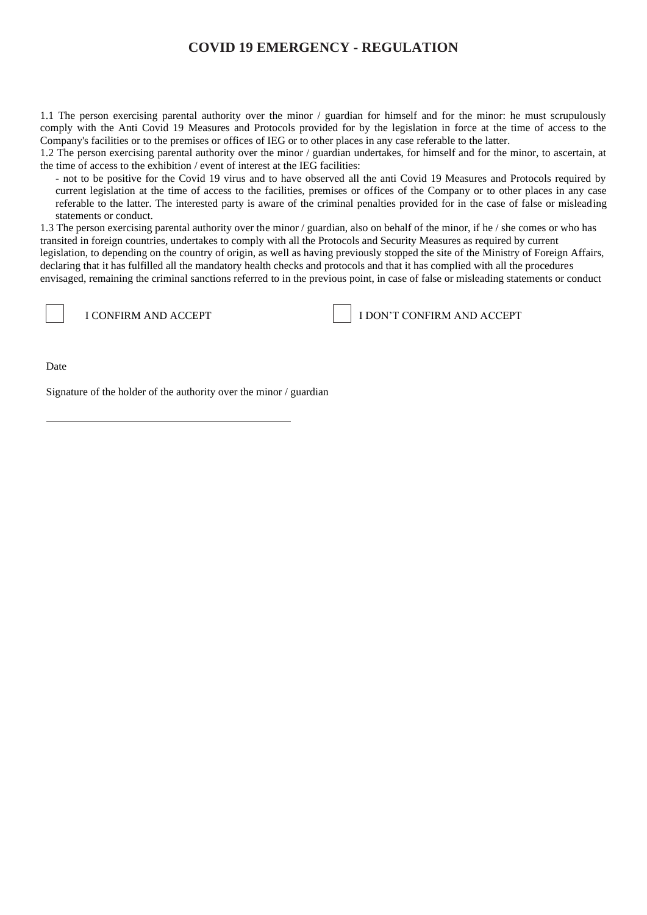# COVID 19 EMERGENCY - REGULATION

1.1 The person exercising parental authority over the minor / guardian for himself and for the minor: he must scrupulously comply with the Anti Covid 19 Measures and Protocols provided for by the legislation in force at the time of access to the Company's facilities or to the premises or offices of IEG or to other places in any case referable to the latter.

1.2 The person exercising parental authority over the minor / guardian undertakes, for himself and for the minor, to ascertain, at the time of access to the exhibition / event of interest at the IEG facilities:

- not to be positive for the Covid 19 virus and to have observed all the anti Covid 19 Measures and Protocols required by current legislation at the time of access to the facilities, premises or offices of the Company or to other places in any case referable to the latter. The interested party is aware of the criminal penalties provided for in the case of false or misleading statements or conduct.

1.3 The person exercising parental authority over the minor / guardian, also on behalf of the minor, if he / she comes or who has transited in foreign countries, undertakes to comply with all the Protocols and Security Measures as required by current legislation, to depending on the country of origin, as well as having previously stopped the site of the Ministry of Foreign Affairs, declaring that it has fulfilled all the mandatory health checks and protocols and that it has complied with all the procedures envisaged, remaining the criminal sanctions referred to in the previous point, in case of false or misleading statements or conduct

☐ I CONFIRM AND ACCEPT ☐ I DON'T CONFIRM AND ACCEPT

Date

Signature of the holder of the authority over the minor / guardian

\_\_\_\_\_\_\_\_\_\_\_\_\_\_\_\_\_\_\_\_\_\_\_\_\_\_\_\_\_\_\_\_\_\_\_\_\_\_\_\_